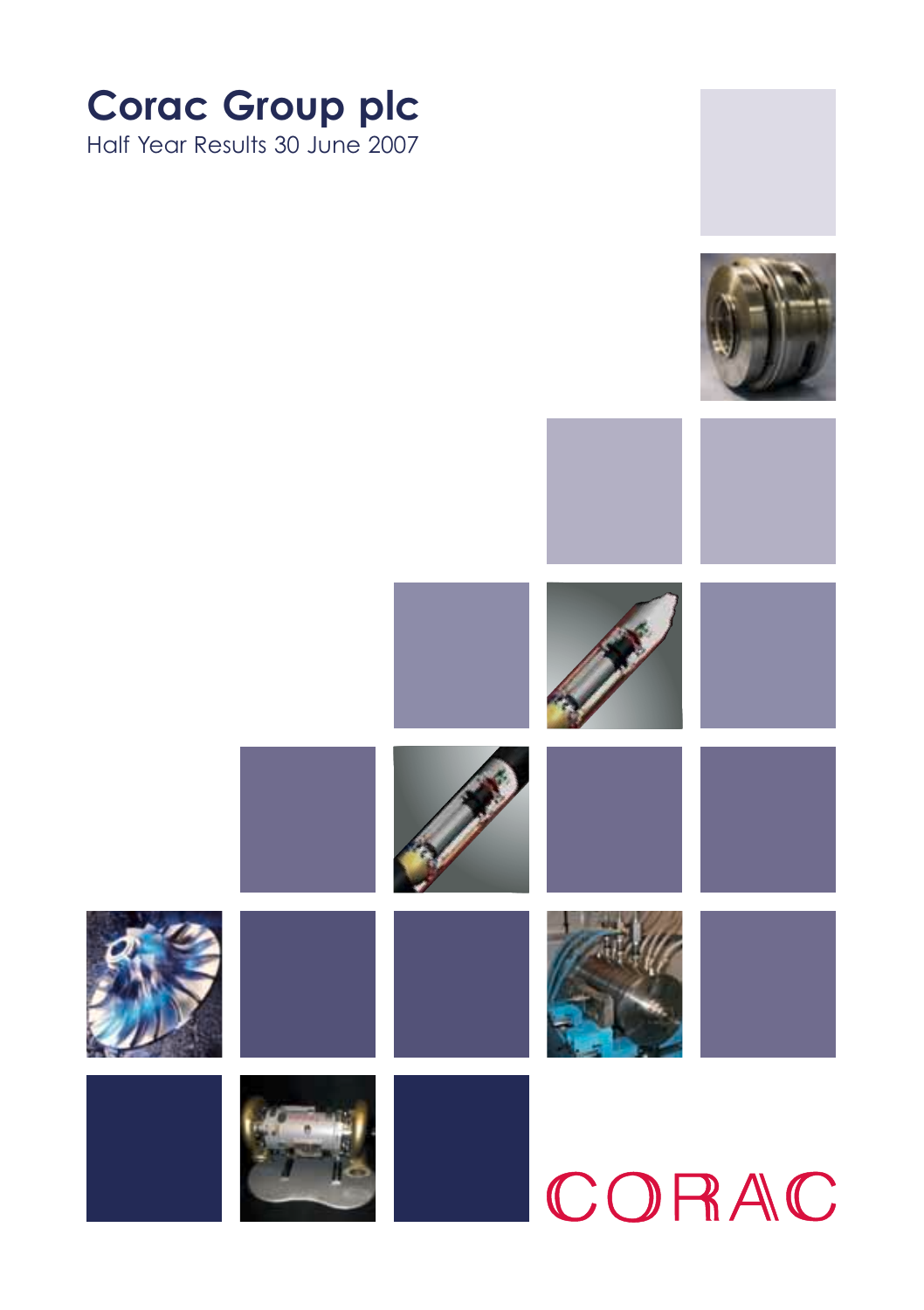# Corac Group plc

Half Year Results 30 June 2007

CORAC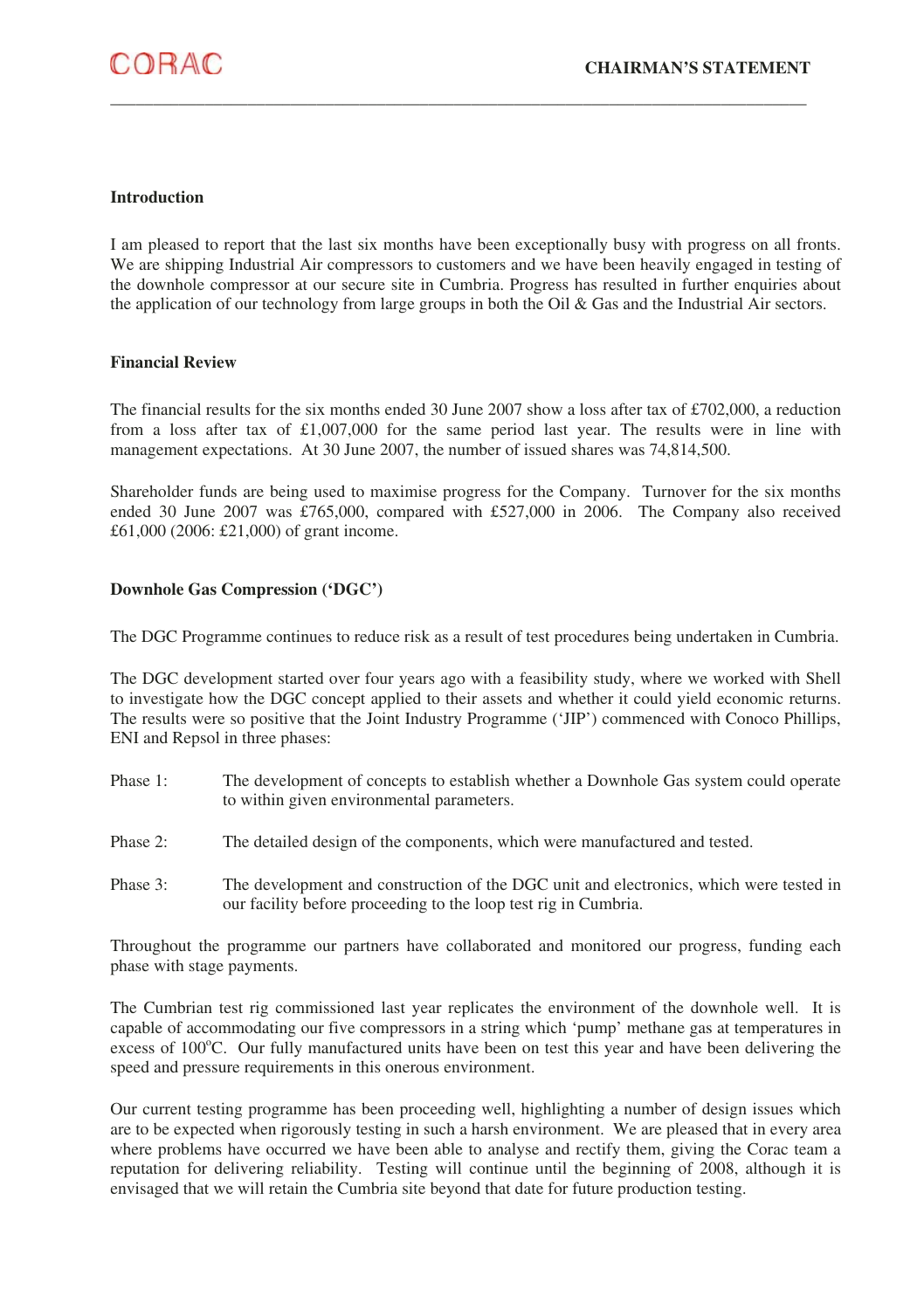## Introduction

I am pleased to report that the last six months have been exceptionally busy with progress on all fronts. We are shipping Industrial Air compressors to customers and we have been heavily engaged in testing of the downhole compressor at our secure site in Cumbria. Progress has resulted in further enquiries about the application of our technology from large groups in both the Oil & Gas and the Industrial Air sectors.

## Financial Review

The financial results for the six months ended 30 June 2007 show a loss after tax of £702,000, a reduction from a loss after tax of £1,007,000 for the same period last year. The results were in line with management expectations. At 30 June 2007, the number of issued shares was 74,814,500.

Shareholder funds are being used to maximise progress for the Company. Turnover for the six months ended 30 June 2007 was £765,000, compared with £527,000 in 2006. The Company also received £61,000 (2006: £21,000) of grant income.

## Downhole Gas Compression ('DGC')

The DGC Programme continues to reduce risk as a result of test procedures being undertaken in Cumbria.

The DGC development started over four years ago with a feasibility study, where we worked with Shell to investigate how the DGC concept applied to their assets and whether it could yield economic returns. The results were so positive that the Joint Industry Programme ('JIP') commenced with Conoco Phillips, ENI and Repsol in three phases:

- Phase 1: The development of concepts to establish whether a Downhole Gas system could operate to within given environmental parameters.
- Phase 2: The detailed design of the components, which were manufactured and tested.
- Phase 3: The development and construction of the DGC unit and electronics, which were tested in our facility before proceeding to the loop test rig in Cumbria.

Throughout the programme our partners have collaborated and monitored our progress, funding each phase with stage payments.

The Cumbrian test rig commissioned last year replicates the environment of the downhole well. It is capable of accommodating our five compressors in a string which 'pump' methane gas at temperatures in excess of 100°C. Our fully manufactured units have been on test this year and have been delivering the speed and pressure requirements in this onerous environment.

Our current testing programme has been proceeding well, highlighting a number of design issues which are to be expected when rigorously testing in such a harsh environment. We are pleased that in every area where problems have occurred we have been able to analyse and rectify them, giving the Corac team a reputation for delivering reliability. Testing will continue until the beginning of 2008, although it is envisaged that we will retain the Cumbria site beyond that date for future production testing.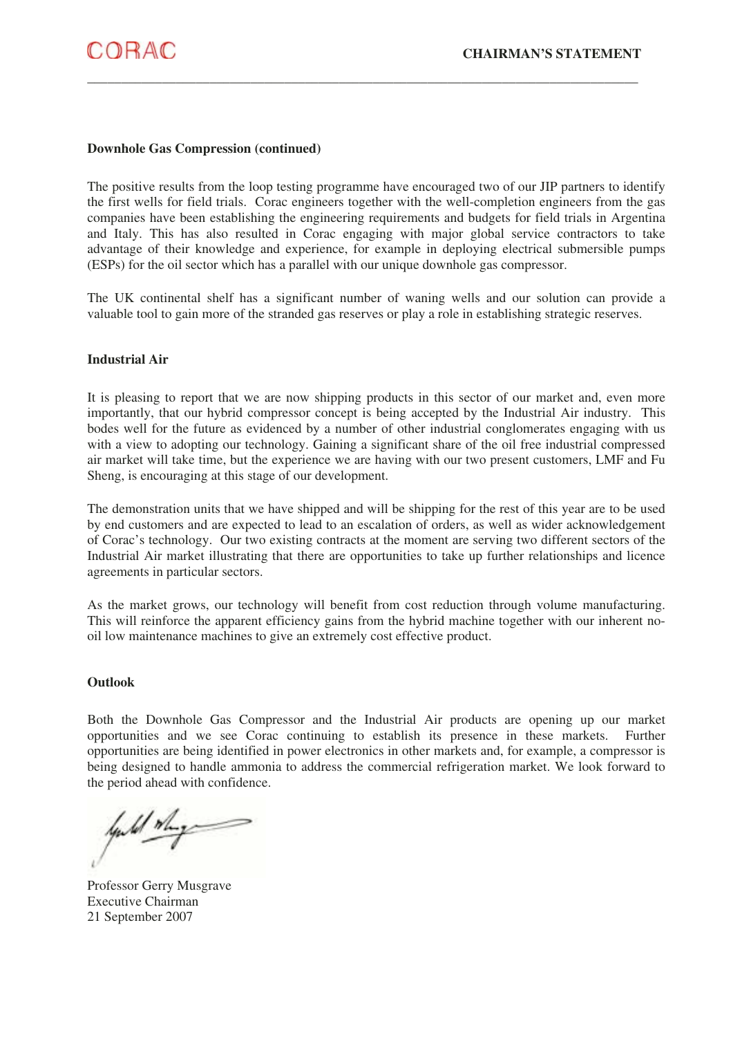### Downhole Gas Compression (continued)

The positive results from the loop testing programme have encouraged two of our JIP partners to identify the first wells for field trials. Corac engineers together with the well-completion engineers from the gas companies have been establishing the engineering requirements and budgets for field trials in Argentina and Italy. This has also resulted in Corac engaging with major global service contractors to take advantage of their knowledge and experience, for example in deploying electrical submersible pumps (ESPs) for the oil sector which has a parallel with our unique downhole gas compressor.

The UK continental shelf has a significant number of waning wells and our solution can provide a valuable tool to gain more of the stranded gas reserves or play a role in establishing strategic reserves.

### Industrial Air

It is pleasing to report that we are now shipping products in this sector of our market and, even more importantly, that our hybrid compressor concept is being accepted by the Industrial Air industry. This bodes well for the future as evidenced by a number of other industrial conglomerates engaging with us with a view to adopting our technology. Gaining a significant share of the oil free industrial compressed air market will take time, but the experience we are having with our two present customers, LMF and Fu Sheng, is encouraging at this stage of our development.

The demonstration units that we have shipped and will be shipping for the rest of this year are to be used by end customers and are expected to lead to an escalation of orders, as well as wider acknowledgement of Corac's technology. Our two existing contracts at the moment are serving two different sectors of the Industrial Air market illustrating that there are opportunities to take up further relationships and licence agreements in particular sectors.

As the market grows, our technology will benefit from cost reduction through volume manufacturing. This will reinforce the apparent efficiency gains from the hybrid machine together with our inherent no-oil low maintenance machines to give an extremely cost effective product.

### Outlook

Both the Downhole Gas Compressor and the Industrial Air products are opening up our market opportunities and we see Corac continuing to establish its presence in these markets. Further opportunities are being identified in power electronics in other markets and, for example, a compressor is being designed to handle ammonia to address the commercial refrigeration market. We look forward to the period ahead with confidence.

Professor Gerry Musgrave
Executive Chairman
21 September 2007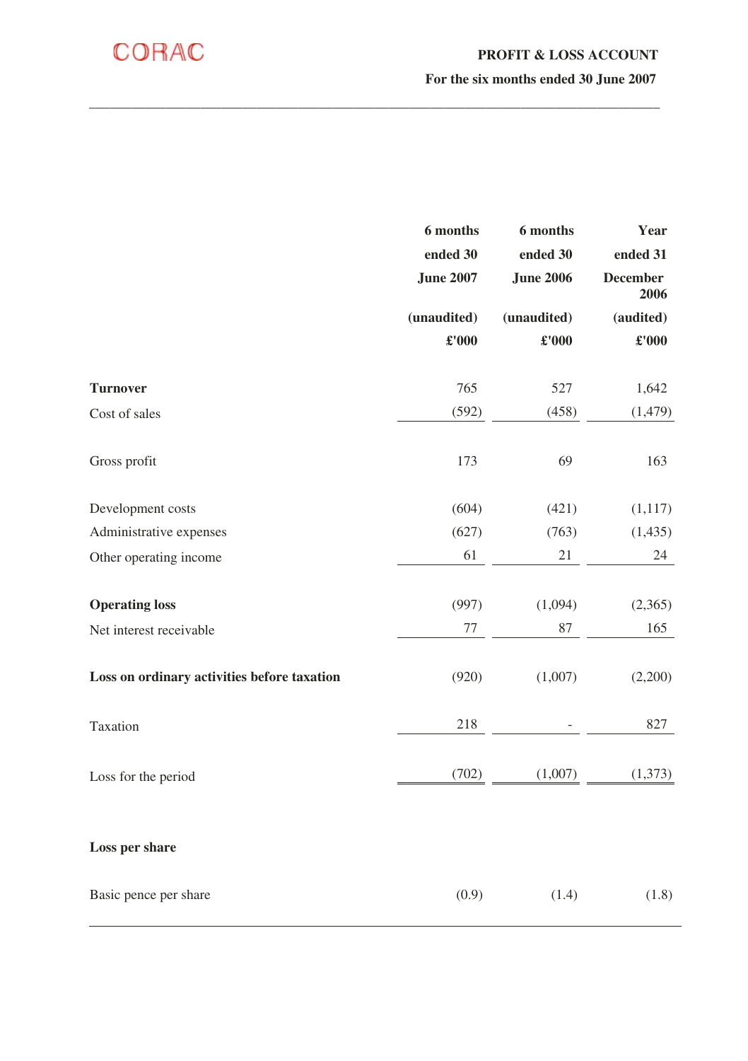CORAC

# PROFIT & LOSS ACCOUNT

**For the six months ended 30 June 2007**

| | 6 months ended 30 June 2007 (unaudited) £'000 | 6 months ended 30 June 2006 (unaudited) £'000 | Year ended 31 December 2006 (audited) £'000 |
|---|---|---|---|
| **Turnover** | 765 | 527 | 1,642 |
| Cost of sales | (592) | (458) | (1,479) |
| Gross profit | 173 | 69 | 163 |
| Development costs | (604) | (421) | (1,117) |
| Administrative expenses | (627) | (763) | (1,435) |
| Other operating income | 61 | 21 | 24 |
| **Operating loss** | (997) | (1,094) | (2,365) |
| Net interest receivable | 77 | 87 | 165 |
| **Loss on ordinary activities before taxation** | (920) | (1,007) | (2,200) |
| Taxation | 218 | - | 827 |
| Loss for the period | (702) | (1,007) | (1,373) |
| **Loss per share** | | | |
| Basic pence per share | (0.9) | (1.4) | (1.8) |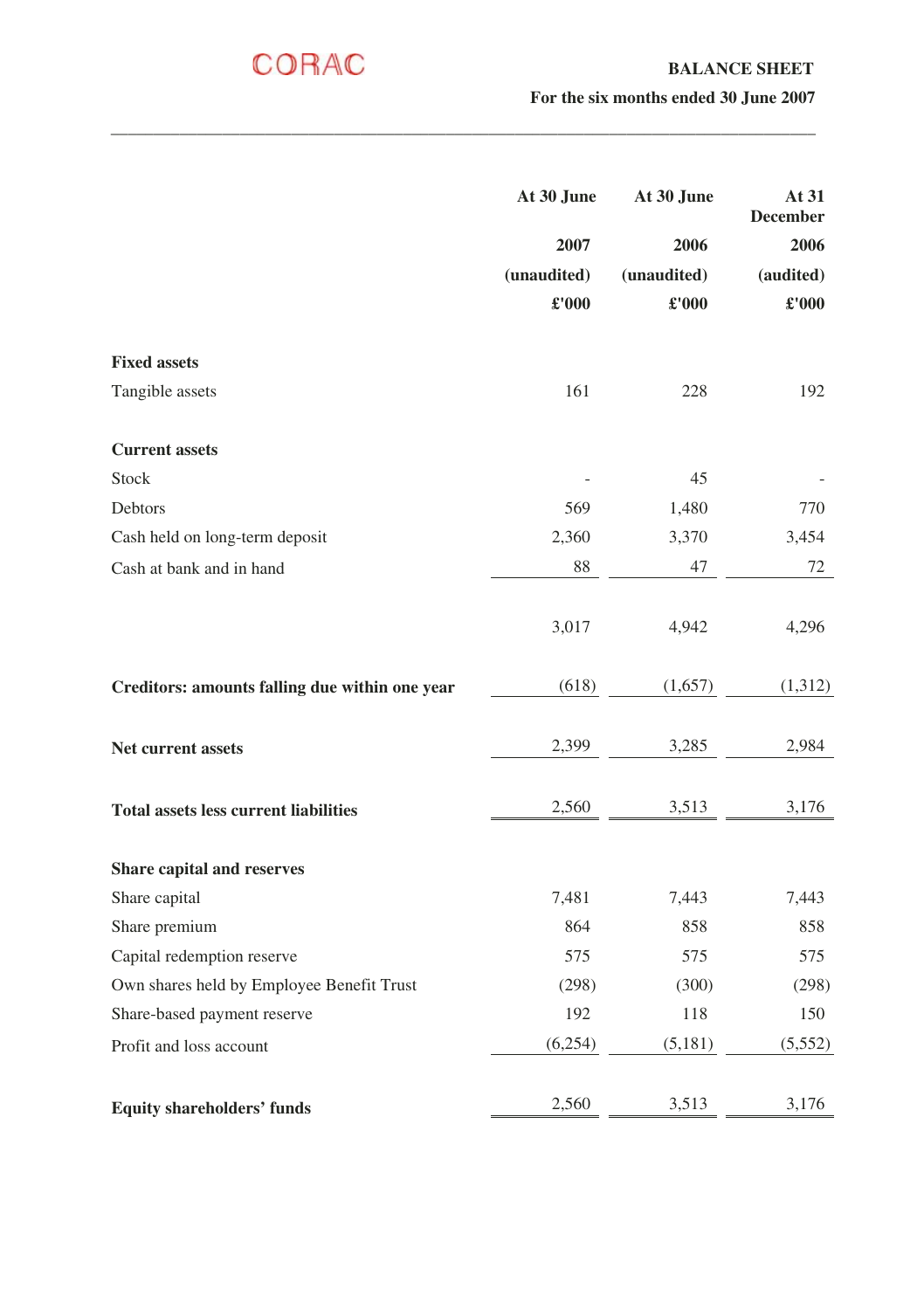CORAC

**BALANCE SHEET**

**For the six months ended 30 June 2007**

| | At 30 June 2007 (unaudited) £'000 | At 30 June 2006 (unaudited) £'000 | At 31 December 2006 (audited) £'000 |
|---|---|---|---|
| **Fixed assets** | | | |
| Tangible assets | 161 | 228 | 192 |
| **Current assets** | | | |
| Stock | - | 45 | - |
| Debtors | 569 | 1,480 | 770 |
| Cash held on long-term deposit | 2,360 | 3,370 | 3,454 |
| Cash at bank and in hand | 88 | 47 | 72 |
| | 3,017 | 4,942 | 4,296 |
| **Creditors: amounts falling due within one year** | (618) | (1,657) | (1,312) |
| **Net current assets** | 2,399 | 3,285 | 2,984 |
| **Total assets less current liabilities** | 2,560 | 3,513 | 3,176 |
| **Share capital and reserves** | | | |
| Share capital | 7,481 | 7,443 | 7,443 |
| Share premium | 864 | 858 | 858 |
| Capital redemption reserve | 575 | 575 | 575 |
| Own shares held by Employee Benefit Trust | (298) | (300) | (298) |
| Share-based payment reserve | 192 | 118 | 150 |
| Profit and loss account | (6,254) | (5,181) | (5,552) |
| **Equity shareholders' funds** | 2,560 | 3,513 | 3,176 |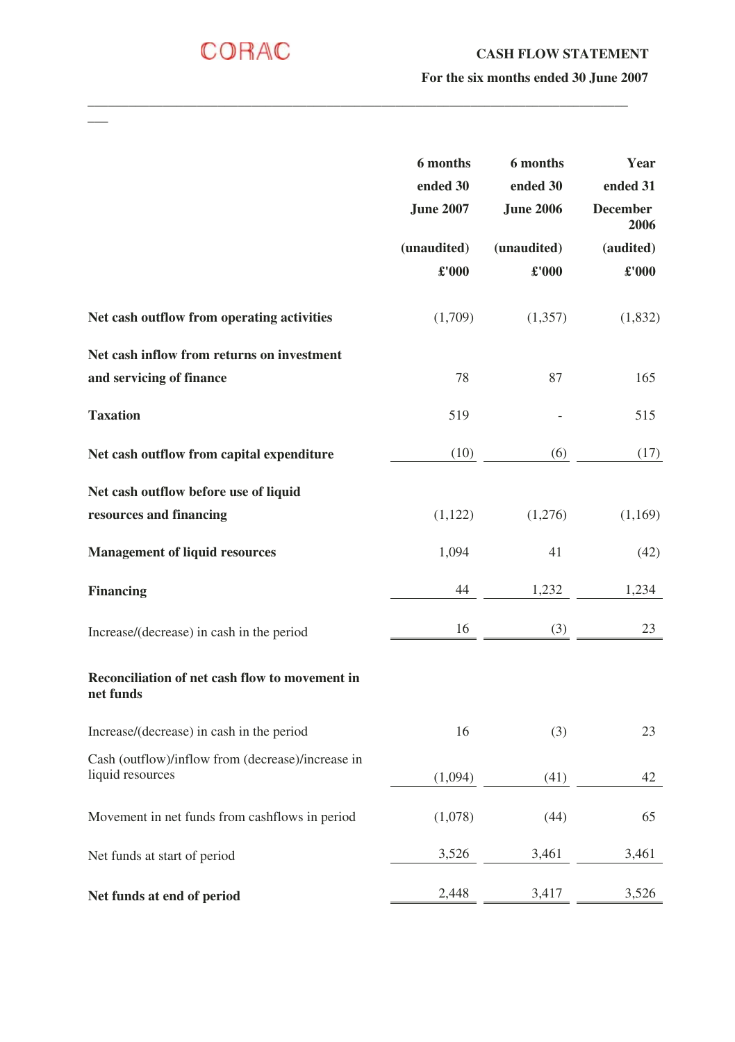CORAC

# CASH FLOW STATEMENT

## For the six months ended 30 June 2007

| | 6 months ended 30 June 2007 (unaudited) £'000 | 6 months ended 30 June 2006 (unaudited) £'000 | Year ended 31 December 2006 (audited) £'000 |
|---|---|---|---|
| **Net cash outflow from operating activities** | (1,709) | (1,357) | (1,832) |
| **Net cash inflow from returns on investment and servicing of finance** | 78 | 87 | 165 |
| **Taxation** | 519 | - | 515 |
| **Net cash outflow from capital expenditure** | (10) | (6) | (17) |
| **Net cash outflow before use of liquid resources and financing** | (1,122) | (1,276) | (1,169) |
| **Management of liquid resources** | 1,094 | 41 | (42) |
| **Financing** | 44 | 1,232 | 1,234 |
| Increase/(decrease) in cash in the period | 16 | (3) | 23 |
| **Reconciliation of net cash flow to movement in net funds** | | | |
| Increase/(decrease) in cash in the period | 16 | (3) | 23 |
| Cash (outflow)/inflow from (decrease)/increase in liquid resources | (1,094) | (41) | 42 |
| Movement in net funds from cashflows in period | (1,078) | (44) | 65 |
| Net funds at start of period | 3,526 | 3,461 | 3,461 |
| **Net funds at end of period** | 2,448 | 3,417 | 3,526 |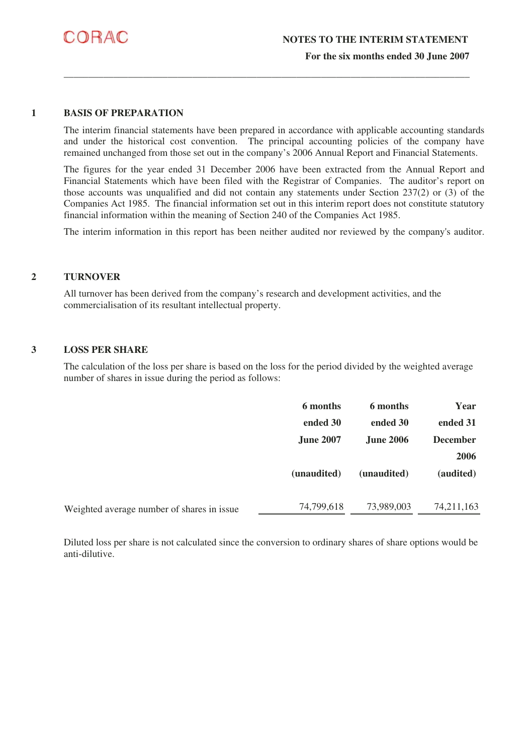## NOTES TO THE INTERIM STATEMENT

### For the six months ended 30 June 2007

### 1 BASIS OF PREPARATION

The interim financial statements have been prepared in accordance with applicable accounting standards and under the historical cost convention. The principal accounting policies of the company have remained unchanged from those set out in the company's 2006 Annual Report and Financial Statements.

The figures for the year ended 31 December 2006 have been extracted from the Annual Report and Financial Statements which have been filed with the Registrar of Companies. The auditor's report on those accounts was unqualified and did not contain any statements under Section 237(2) or (3) of the Companies Act 1985. The financial information set out in this interim report does not constitute statutory financial information within the meaning of Section 240 of the Companies Act 1985.

The interim information in this report has been neither audited nor reviewed by the company's auditor.

### 2 TURNOVER

All turnover has been derived from the company's research and development activities, and the commercialisation of its resultant intellectual property.

### 3 LOSS PER SHARE

The calculation of the loss per share is based on the loss for the period divided by the weighted average number of shares in issue during the period as follows:

| | 6 months ended 30 June 2007 | 6 months ended 30 June 2006 | Year ended 31 December 2006 |
|---|---|---|---|
| | (unaudited) | (unaudited) | (audited) |
| Weighted average number of shares in issue | 74,799,618 | 73,989,003 | 74,211,163 |

Diluted loss per share is not calculated since the conversion to ordinary shares of share options would be anti-dilutive.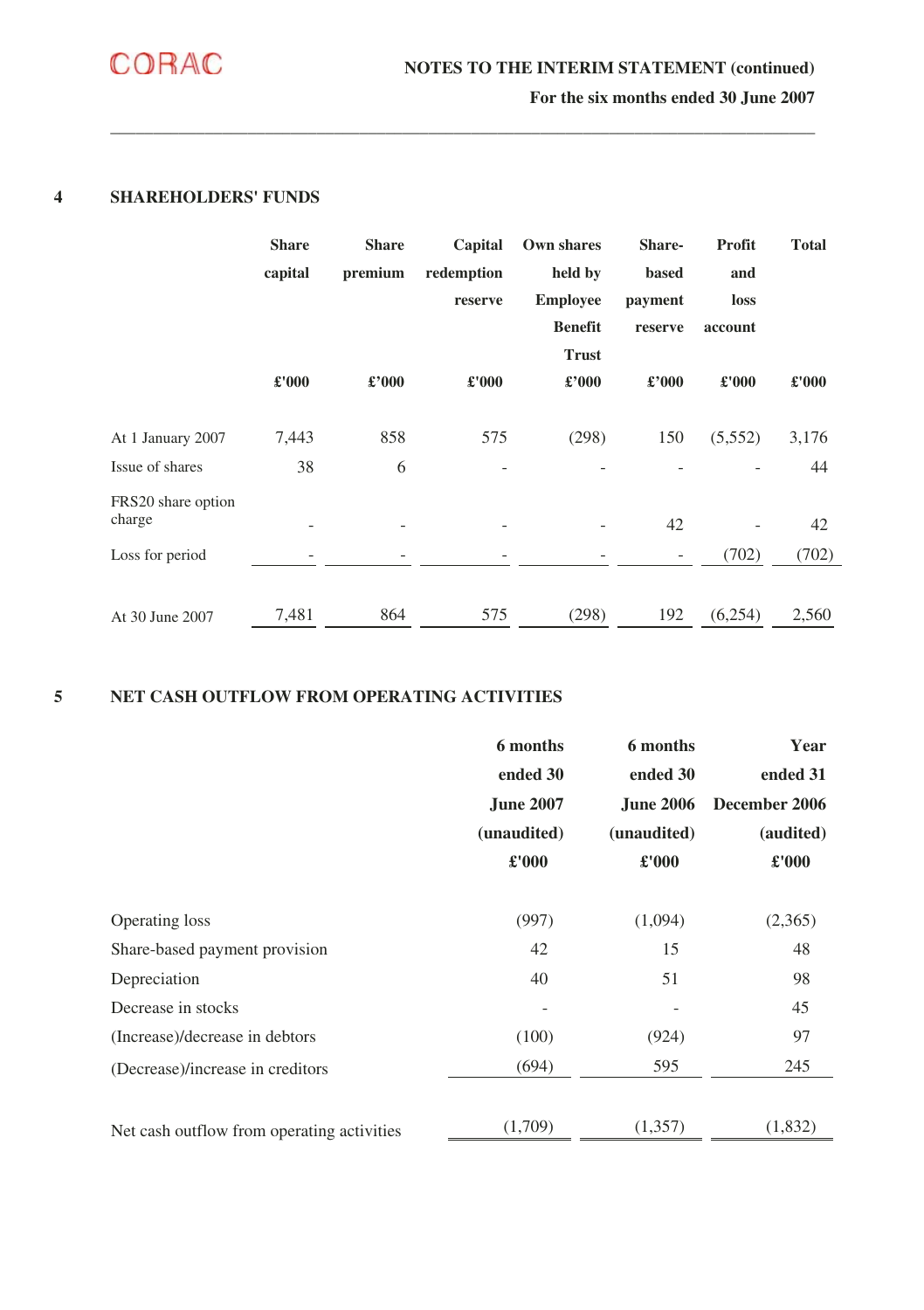## 4 SHAREHOLDERS' FUNDS

| | Share capital | Share premium | Capital redemption reserve | Own shares held by Employee Benefit Trust | Share-based payment reserve | Profit and loss account | Total |
|---|---|---|---|---|---|---|---|
| | £'000 | £'000 | £'000 | £'000 | £'000 | £'000 | £'000 |
| At 1 January 2007 | 7,443 | 858 | 575 | (298) | 150 | (5,552) | 3,176 |
| Issue of shares | 38 | 6 | - | - | - | - | 44 |
| FRS20 share option charge | - | - | - | - | 42 | - | 42 |
| Loss for period | - | - | - | - | - | (702) | (702) |
| At 30 June 2007 | 7,481 | 864 | 575 | (298) | 192 | (6,254) | 2,560 |

## 5 NET CASH OUTFLOW FROM OPERATING ACTIVITIES

| | 6 months ended 30 June 2007 (unaudited) | 6 months ended 30 June 2006 (unaudited) | Year ended 31 December 2006 (audited) |
|---|---|---|---|
| | £'000 | £'000 | £'000 |
| Operating loss | (997) | (1,094) | (2,365) |
| Share-based payment provision | 42 | 15 | 48 |
| Depreciation | 40 | 51 | 98 |
| Decrease in stocks | - | - | 45 |
| (Increase)/decrease in debtors | (100) | (924) | 97 |
| (Decrease)/increase in creditors | (694) | 595 | 245 |
| Net cash outflow from operating activities | (1,709) | (1,357) | (1,832) |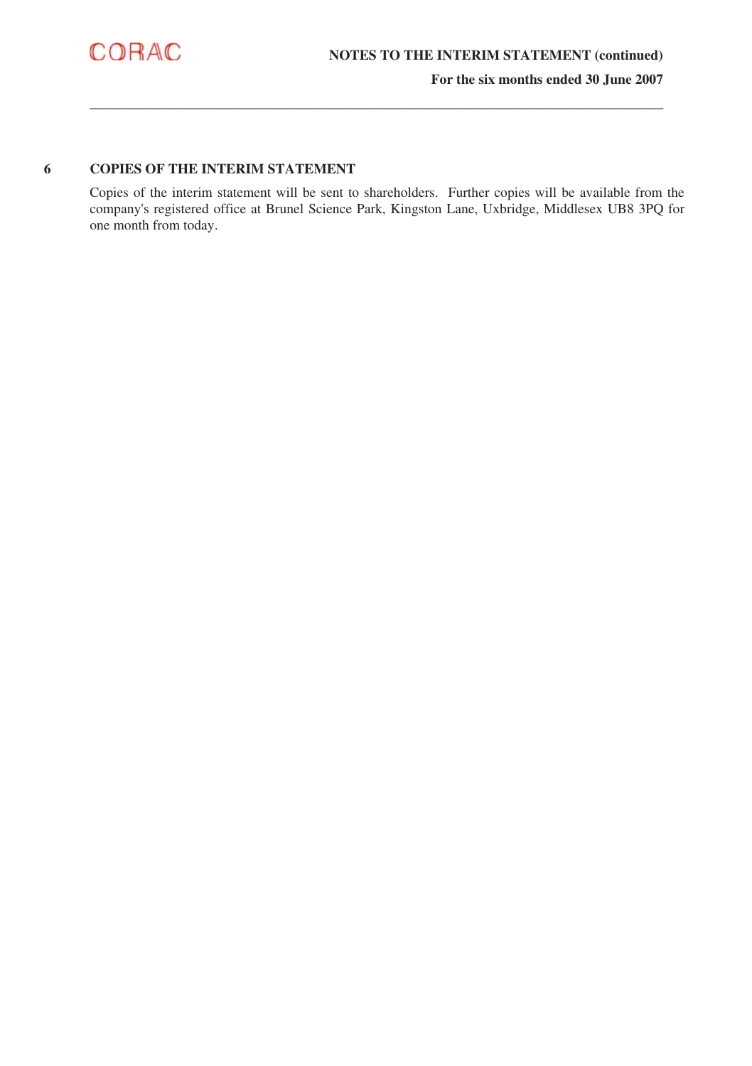## 6 COPIES OF THE INTERIM STATEMENT

Copies of the interim statement will be sent to shareholders. Further copies will be available from the company's registered office at Brunel Science Park, Kingston Lane, Uxbridge, Middlesex UB8 3PQ for one month from today.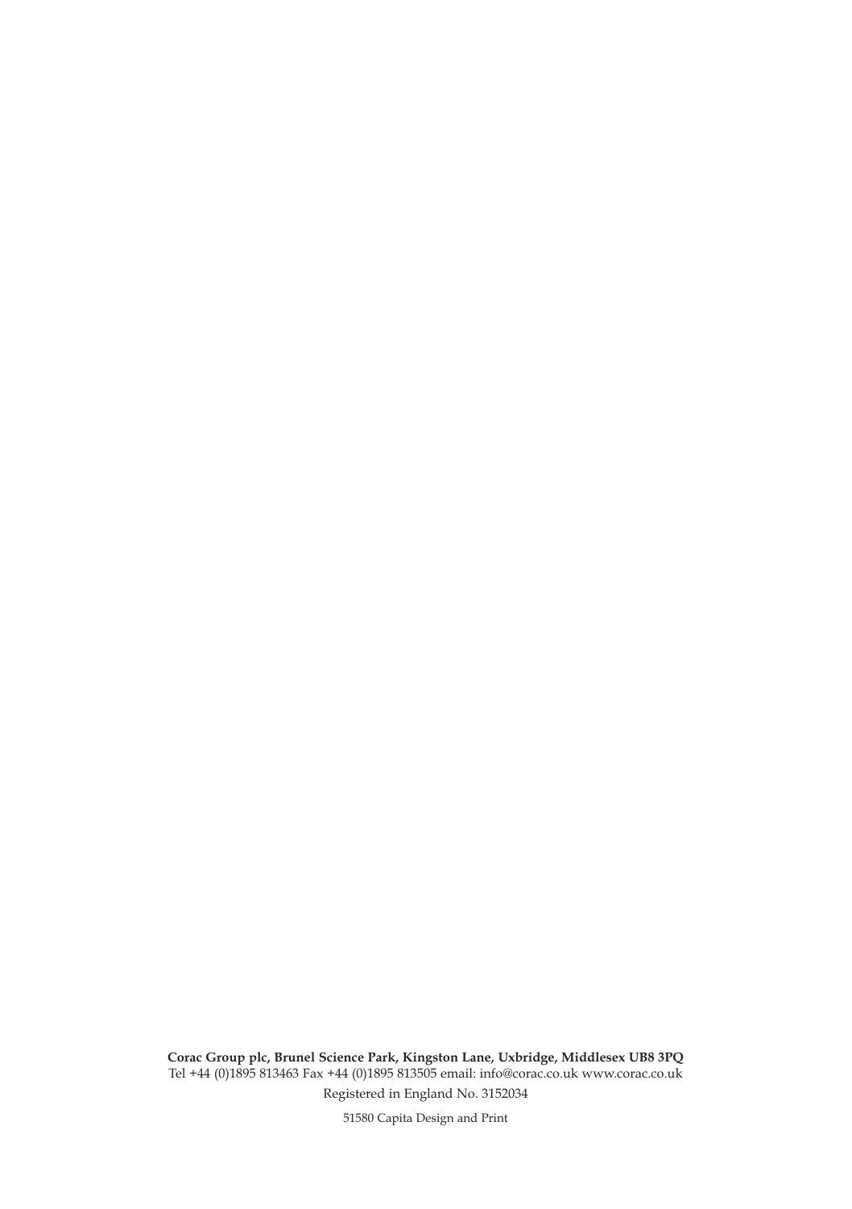**Corac Group plc, Brunel Science Park, Kingston Lane, Uxbridge, Middlesex UB8 3PQ**
Tel +44 (0)1895 813463 Fax +44 (0)1895 813505 email: info@corac.co.uk www.corac.co.uk

Registered in England No. 3152034

51580 Capita Design and Print